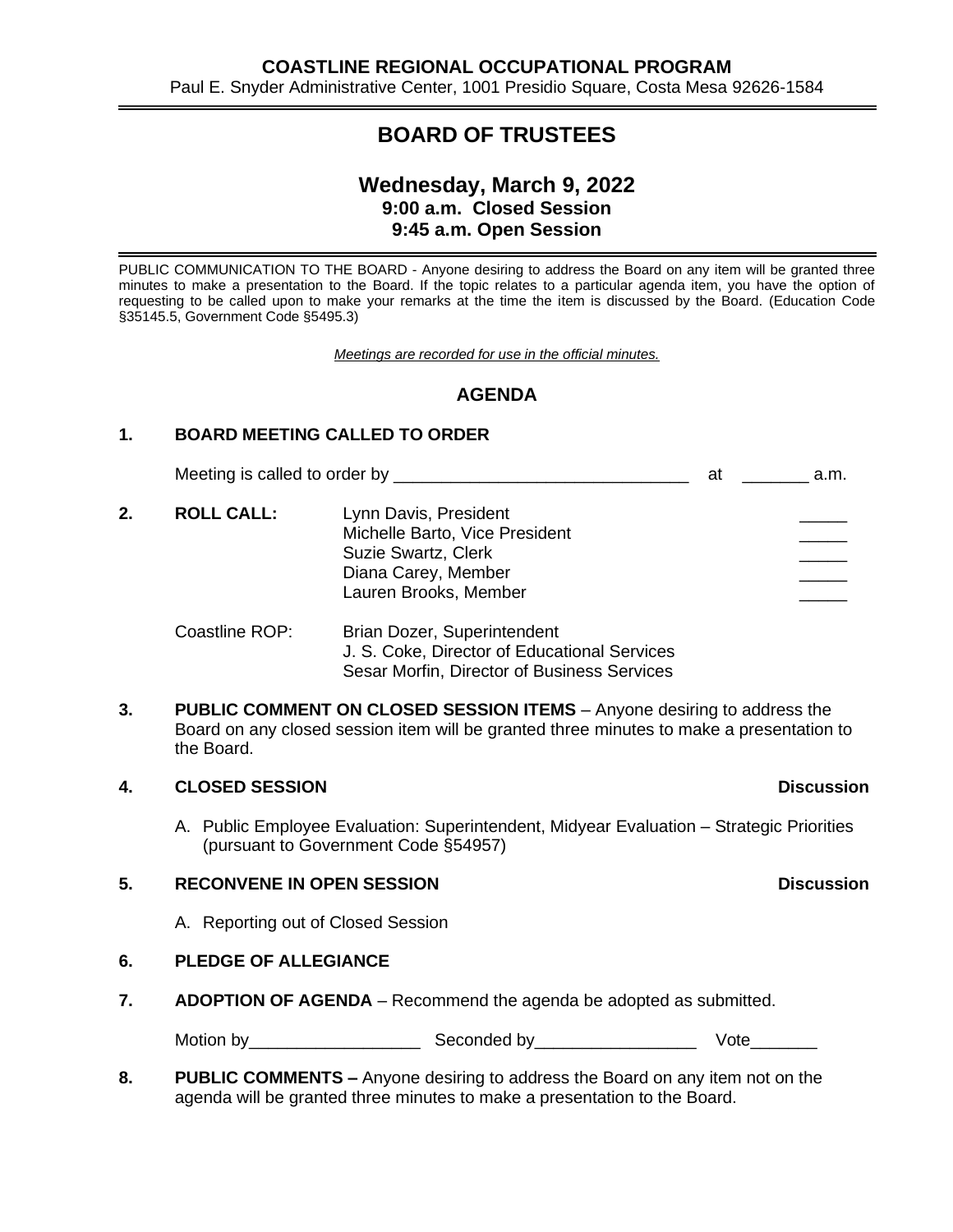**COASTLINE REGIONAL OCCUPATIONAL PROGRAM**

Paul E. Snyder Administrative Center, 1001 Presidio Square, Costa Mesa 92626-1584

# BOARD OF TRUSTEES

## Wednesday, March 9, 2022

**9:00 a.m. Closed Session**

**9:45 a.m. Open Session**

PUBLIC COMMUNICATION TO THE BOARD - Anyone desiring to address the Board on any item will be granted three minutes to make a presentation to the Board. If the topic relates to a particular agenda item, you have the option of requesting to be called upon to make your remarks at the time the item is discussed by the Board. (Education Code §35145.5, Government Code §5495.3)

*Meetings are recorded for use in the official minutes.*

## AGENDA

**1. BOARD MEETING CALLED TO ORDER**

Meeting is called to order by _______________________________ at _______ a.m.

**2. ROLL CALL:**

| | |
|---|---|
| Lynn Davis, President | _____ |
| Michelle Barto, Vice President | _____ |
| Suzie Swartz, Clerk | _____ |
| Diana Carey, Member | _____ |
| Lauren Brooks, Member | _____ |

Coastline ROP:
- Brian Dozer, Superintendent
- J. S. Coke, Director of Educational Services
- Sesar Morfin, Director of Business Services

**3. PUBLIC COMMENT ON CLOSED SESSION ITEMS** – Anyone desiring to address the Board on any closed session item will be granted three minutes to make a presentation to the Board.

**4. CLOSED SESSION** — **Discussion**

A. Public Employee Evaluation: Superintendent, Midyear Evaluation – Strategic Priorities (pursuant to Government Code §54957)

**5. RECONVENE IN OPEN SESSION** — **Discussion**

A. Reporting out of Closed Session

**6. PLEDGE OF ALLEGIANCE**

**7. ADOPTION OF AGENDA** – Recommend the agenda be adopted as submitted.

Motion by__________________ Seconded by_________________ Vote_______

**8. PUBLIC COMMENTS –** Anyone desiring to address the Board on any item not on the agenda will be granted three minutes to make a presentation to the Board.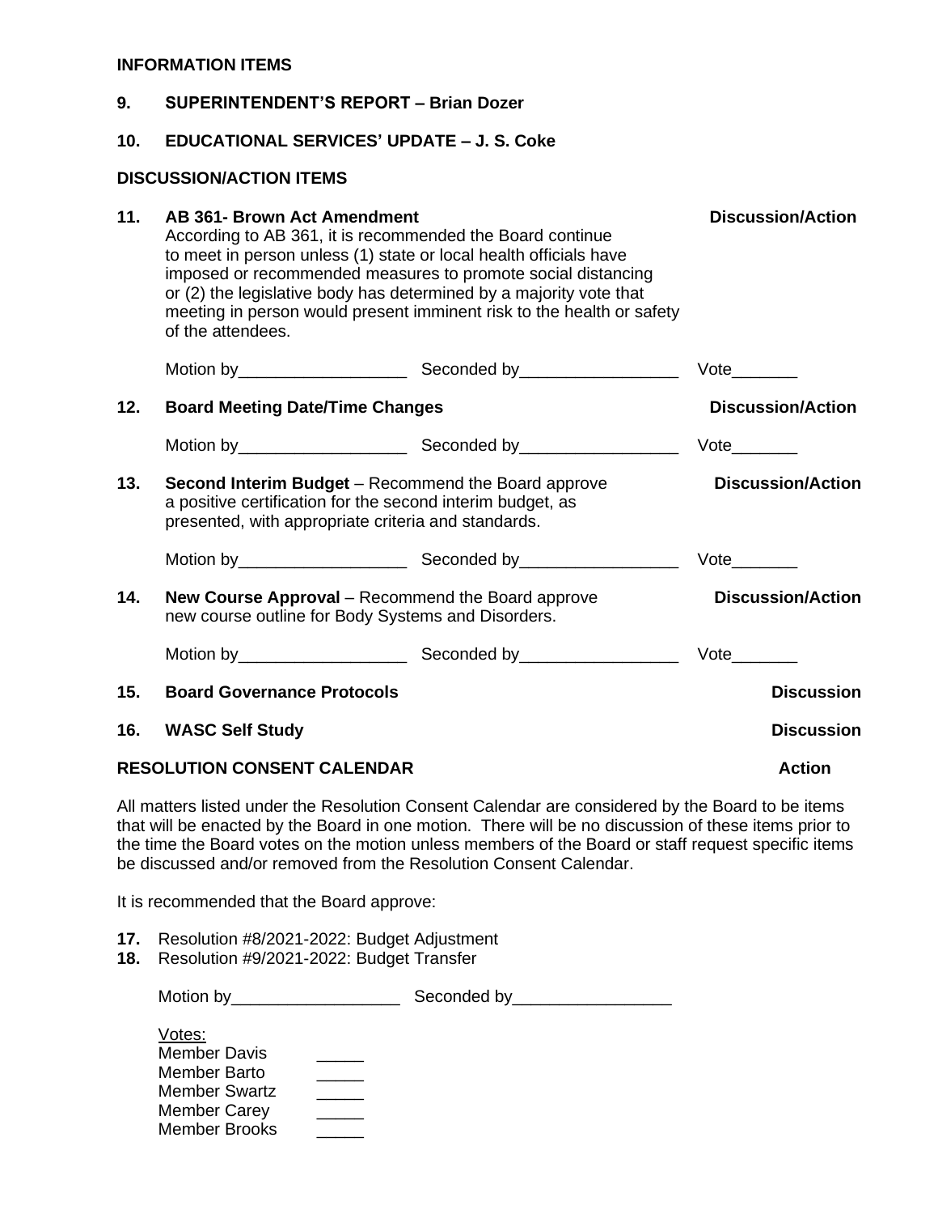**INFORMATION ITEMS**

**9. SUPERINTENDENT'S REPORT – Brian Dozer**

**10. EDUCATIONAL SERVICES' UPDATE – J. S. Coke**

**DISCUSSION/ACTION ITEMS**

**11. AB 361- Brown Act Amendment** **Discussion/Action**

According to AB 361, it is recommended the Board continue to meet in person unless (1) state or local health officials have imposed or recommended measures to promote social distancing or (2) the legislative body has determined by a majority vote that meeting in person would present imminent risk to the health or safety of the attendees.

Motion by__________________ Seconded by_________________ Vote_______

**12. Board Meeting Date/Time Changes** **Discussion/Action**

Motion by__________________ Seconded by_________________ Vote_______

**13. Second Interim Budget** – Recommend the Board approve a positive certification for the second interim budget, as presented, with appropriate criteria and standards. **Discussion/Action**

Motion by__________________ Seconded by_________________ Vote_______

**14. New Course Approval** – Recommend the Board approve new course outline for Body Systems and Disorders. **Discussion/Action**

Motion by__________________ Seconded by_________________ Vote_______

**15. Board Governance Protocols** **Discussion**

**16. WASC Self Study** **Discussion**

**RESOLUTION CONSENT CALENDAR** **Action**

All matters listed under the Resolution Consent Calendar are considered by the Board to be items that will be enacted by the Board in one motion. There will be no discussion of these items prior to the time the Board votes on the motion unless members of the Board or staff request specific items be discussed and/or removed from the Resolution Consent Calendar.

It is recommended that the Board approve:

**17.** Resolution #8/2021-2022: Budget Adjustment
**18.** Resolution #9/2021-2022: Budget Transfer

Motion by__________________ Seconded by_________________

Votes:
Member Davis _____
Member Barto _____
Member Swartz _____
Member Carey _____
Member Brooks _____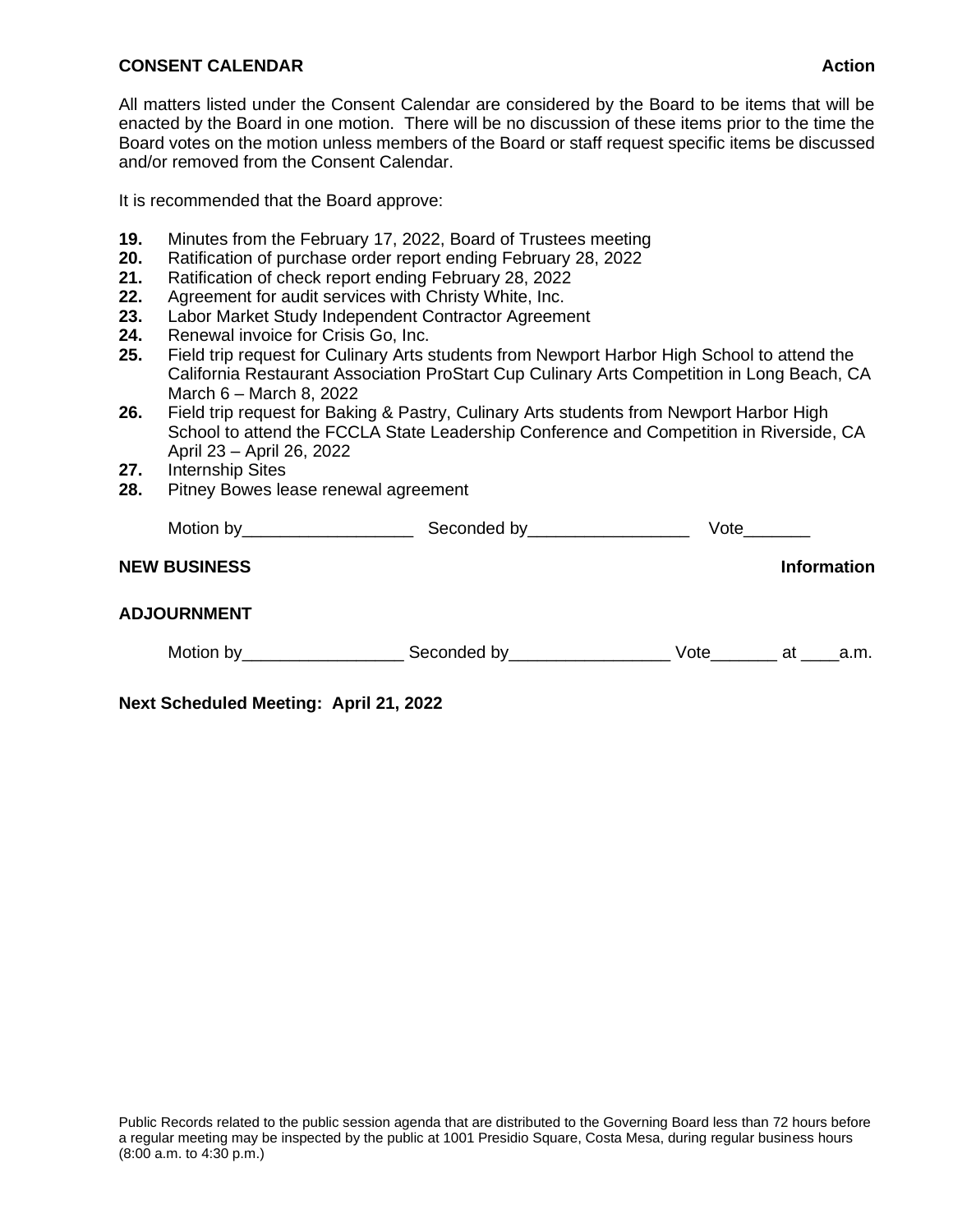## CONSENT CALENDAR **Action**

All matters listed under the Consent Calendar are considered by the Board to be items that will be enacted by the Board in one motion. There will be no discussion of these items prior to the time the Board votes on the motion unless members of the Board or staff request specific items be discussed and/or removed from the Consent Calendar.

It is recommended that the Board approve:

**19.** Minutes from the February 17, 2022, Board of Trustees meeting
**20.** Ratification of purchase order report ending February 28, 2022
**21.** Ratification of check report ending February 28, 2022
**22.** Agreement for audit services with Christy White, Inc.
**23.** Labor Market Study Independent Contractor Agreement
**24.** Renewal invoice for Crisis Go, Inc.
**25.** Field trip request for Culinary Arts students from Newport Harbor High School to attend the California Restaurant Association ProStart Cup Culinary Arts Competition in Long Beach, CA March 6 – March 8, 2022
**26.** Field trip request for Baking & Pastry, Culinary Arts students from Newport Harbor High School to attend the FCCLA State Leadership Conference and Competition in Riverside, CA April 23 – April 26, 2022
**27.** Internship Sites
**28.** Pitney Bowes lease renewal agreement

Motion by__________________ Seconded by_________________ Vote_______

## NEW BUSINESS **Information**

## ADJOURNMENT

Motion by_________________ Seconded by_________________ Vote_______ at ____a.m.

**Next Scheduled Meeting: April 21, 2022**

Public Records related to the public session agenda that are distributed to the Governing Board less than 72 hours before a regular meeting may be inspected by the public at 1001 Presidio Square, Costa Mesa, during regular business hours (8:00 a.m. to 4:30 p.m.)